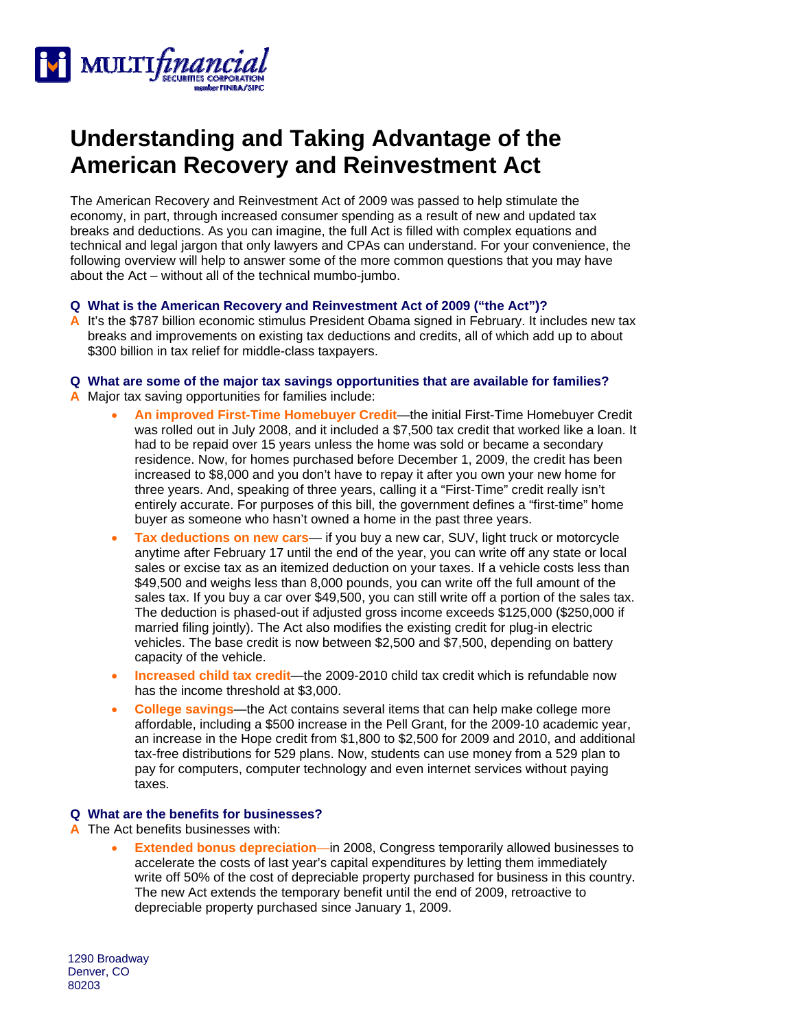# Understanding and Taking Advantage of the American Recovery and Reinvestment Act

The American Recovery and Reinvestment Act of 2009 was passed to help stimulate the economy, in part, through increased consumer spending as a result of new and updated tax breaks and deductions. As you can imagine, the full Act is filled with complex equations and technical and legal jargon that only lawyers and CPAs can understand. For your convenience, the following overview will help to answer some of the more common questions that you may have about the Act – without all of the technical mumbo-jumbo.

**Q What is the American Recovery and Reinvestment Act of 2009 ("the Act")?**

**A** It's the $787 billion economic stimulus President Obama signed in February. It includes new tax breaks and improvements on existing tax deductions and credits, all of which add up to about $300 billion in tax relief for middle-class taxpayers.

**Q What are some of the major tax savings opportunities that are available for families?**

**A** Major tax saving opportunities for families include:

- **An improved First-Time Homebuyer Credit**—the initial First-Time Homebuyer Credit was rolled out in July 2008, and it included a $7,500 tax credit that worked like a loan. It had to be repaid over 15 years unless the home was sold or became a secondary residence. Now, for homes purchased before December 1, 2009, the credit has been increased to $8,000 and you don't have to repay it after you own your new home for three years. And, speaking of three years, calling it a "First-Time" credit really isn't entirely accurate. For purposes of this bill, the government defines a "first-time" home buyer as someone who hasn't owned a home in the past three years.
- **Tax deductions on new cars**— if you buy a new car, SUV, light truck or motorcycle anytime after February 17 until the end of the year, you can write off any state or local sales or excise tax as an itemized deduction on your taxes. If a vehicle costs less than $49,500 and weighs less than 8,000 pounds, you can write off the full amount of the sales tax. If you buy a car over $49,500, you can still write off a portion of the sales tax. The deduction is phased-out if adjusted gross income exceeds $125,000 ($250,000 if married filing jointly). The Act also modifies the existing credit for plug-in electric vehicles. The base credit is now between $2,500 and $7,500, depending on battery capacity of the vehicle.
- **Increased child tax credit**—the 2009-2010 child tax credit which is refundable now has the income threshold at $3,000.
- **College savings**—the Act contains several items that can help make college more affordable, including a $500 increase in the Pell Grant, for the 2009-10 academic year, an increase in the Hope credit from $1,800 to $2,500 for 2009 and 2010, and additional tax-free distributions for 529 plans. Now, students can use money from a 529 plan to pay for computers, computer technology and even internet services without paying taxes.

**Q What are the benefits for businesses?**

**A** The Act benefits businesses with:

- **Extended bonus depreciation**—in 2008, Congress temporarily allowed businesses to accelerate the costs of last year's capital expenditures by letting them immediately write off 50% of the cost of depreciable property purchased for business in this country. The new Act extends the temporary benefit until the end of 2009, retroactive to depreciable property purchased since January 1, 2009.

1290 Broadway
Denver, CO
80203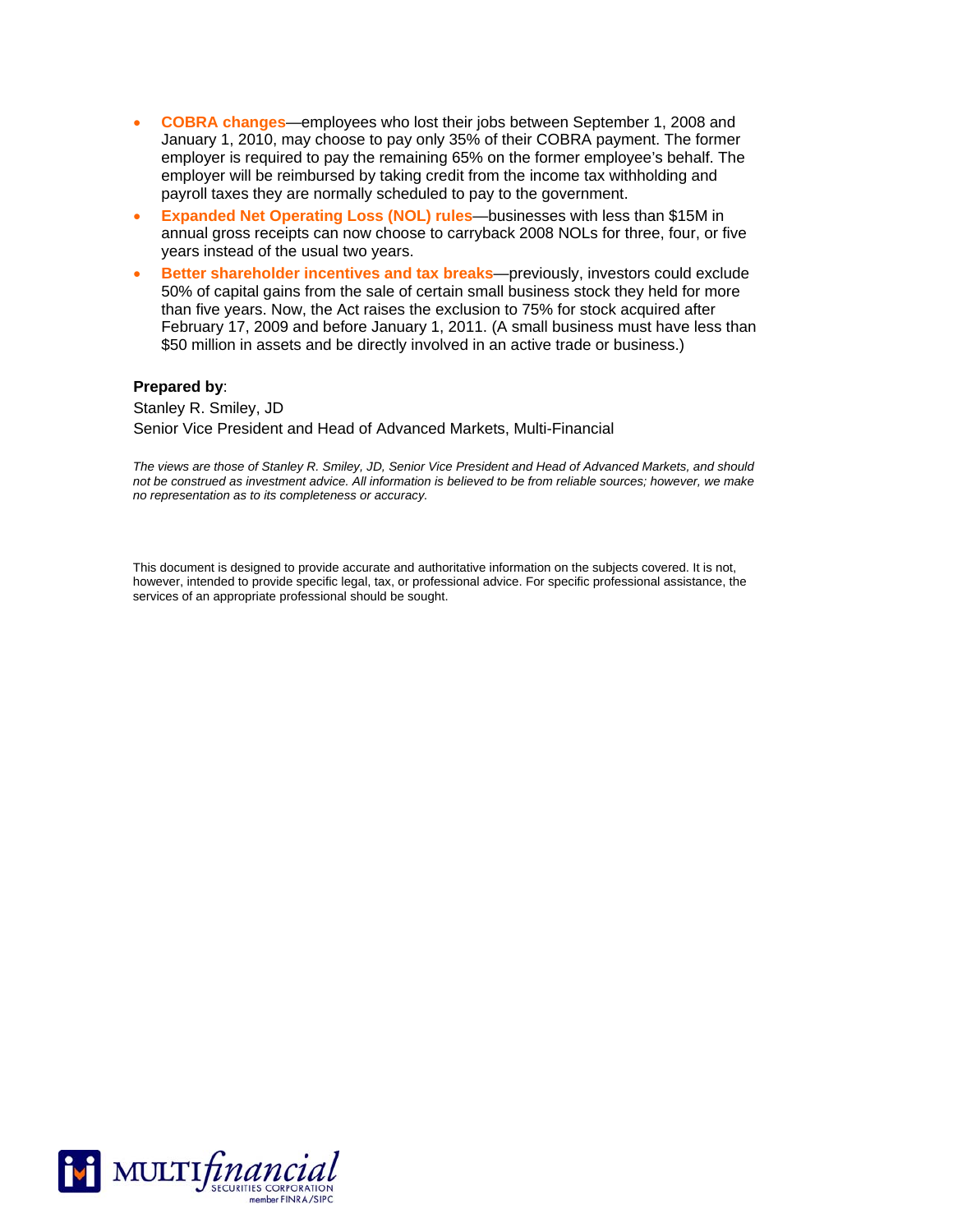- **COBRA changes**—employees who lost their jobs between September 1, 2008 and January 1, 2010, may choose to pay only 35% of their COBRA payment. The former employer is required to pay the remaining 65% on the former employee's behalf. The employer will be reimbursed by taking credit from the income tax withholding and payroll taxes they are normally scheduled to pay to the government.
- **Expanded Net Operating Loss (NOL) rules**—businesses with less than $15M in annual gross receipts can now choose to carryback 2008 NOLs for three, four, or five years instead of the usual two years.
- **Better shareholder incentives and tax breaks**—previously, investors could exclude 50% of capital gains from the sale of certain small business stock they held for more than five years. Now, the Act raises the exclusion to 75% for stock acquired after February 17, 2009 and before January 1, 2011. (A small business must have less than $50 million in assets and be directly involved in an active trade or business.)

**Prepared by**:

Stanley R. Smiley, JD
Senior Vice President and Head of Advanced Markets, Multi-Financial

*The views are those of Stanley R. Smiley, JD, Senior Vice President and Head of Advanced Markets, and should not be construed as investment advice. All information is believed to be from reliable sources; however, we make no representation as to its completeness or accuracy.*

This document is designed to provide accurate and authoritative information on the subjects covered. It is not, however, intended to provide specific legal, tax, or professional advice. For specific professional assistance, the services of an appropriate professional should be sought.

MULTIfinancial SECURITIES CORPORATION member FINRA/SIPC